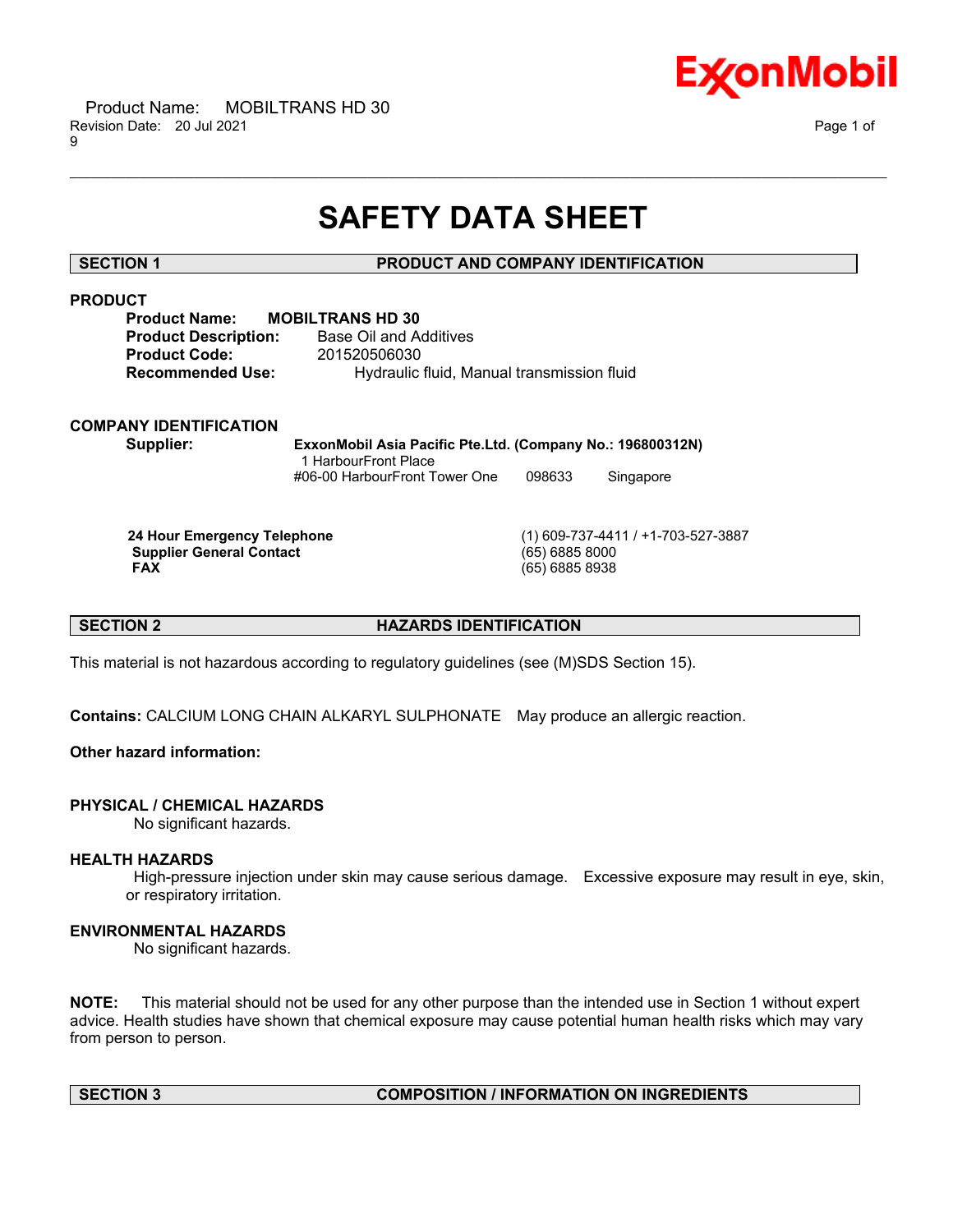# SAFETY DATA SHEET

## SECTION 1 PRODUCT AND COMPANY IDENTIFICATION

### PRODUCT

**Product Name:** **MOBILTRANS HD 30**
**Product Description:** Base Oil and Additives
**Product Code:** 201520506030
**Recommended Use:** Hydraulic fluid, Manual transmission fluid

### COMPANY IDENTIFICATION

**Supplier:** **ExxonMobil Asia Pacific Pte.Ltd. (Company No.: 196800312N)**
1 HarbourFront Place
#06-00 HarbourFront Tower One 098633 Singapore

| | |
|---|---|
| **24 Hour Emergency Telephone** | (1) 609-737-4411 / +1-703-527-3887 |
| **Supplier General Contact** | (65) 6885 8000 |
| **FAX** | (65) 6885 8938 |

## SECTION 2 HAZARDS IDENTIFICATION

This material is not hazardous according to regulatory guidelines (see (M)SDS Section 15).

**Contains:** CALCIUM LONG CHAIN ALKARYL SULPHONATE May produce an allergic reaction.

**Other hazard information:**

### PHYSICAL / CHEMICAL HAZARDS

No significant hazards.

### HEALTH HAZARDS

High-pressure injection under skin may cause serious damage. Excessive exposure may result in eye, skin, or respiratory irritation.

### ENVIRONMENTAL HAZARDS

No significant hazards.

**NOTE:** This material should not be used for any other purpose than the intended use in Section 1 without expert advice. Health studies have shown that chemical exposure may cause potential human health risks which may vary from person to person.

## SECTION 3 COMPOSITION / INFORMATION ON INGREDIENTS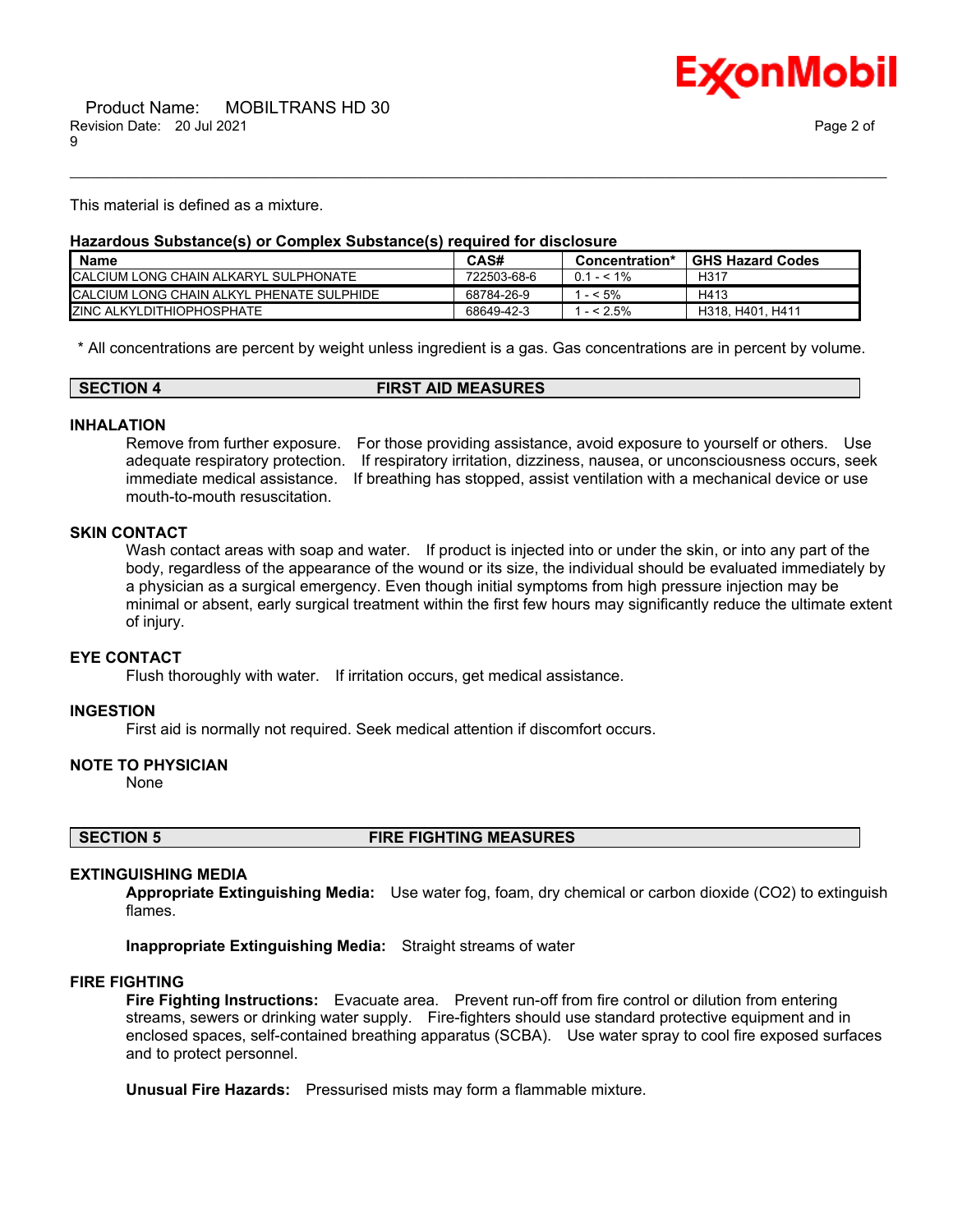This material is defined as a mixture.

**Hazardous Substance(s) or Complex Substance(s) required for disclosure**

| Name | CAS# | Concentration* | GHS Hazard Codes |
|---|---|---|---|
| CALCIUM LONG CHAIN ALKARYL SULPHONATE | 722503-68-6 | 0.1 - < 1% | H317 |
| CALCIUM LONG CHAIN ALKYL PHENATE SULPHIDE | 68784-26-9 | 1 - < 5% | H413 |
| ZINC ALKYLDITHIOPHOSPHATE | 68649-42-3 | 1 - < 2.5% | H318, H401, H411 |

\* All concentrations are percent by weight unless ingredient is a gas. Gas concentrations are in percent by volume.

## SECTION 4 FIRST AID MEASURES

### INHALATION

Remove from further exposure. For those providing assistance, avoid exposure to yourself or others. Use adequate respiratory protection. If respiratory irritation, dizziness, nausea, or unconsciousness occurs, seek immediate medical assistance. If breathing has stopped, assist ventilation with a mechanical device or use mouth-to-mouth resuscitation.

### SKIN CONTACT

Wash contact areas with soap and water. If product is injected into or under the skin, or into any part of the body, regardless of the appearance of the wound or its size, the individual should be evaluated immediately by a physician as a surgical emergency. Even though initial symptoms from high pressure injection may be minimal or absent, early surgical treatment within the first few hours may significantly reduce the ultimate extent of injury.

### EYE CONTACT

Flush thoroughly with water. If irritation occurs, get medical assistance.

### INGESTION

First aid is normally not required. Seek medical attention if discomfort occurs.

### NOTE TO PHYSICIAN

None

## SECTION 5 FIRE FIGHTING MEASURES

### EXTINGUISHING MEDIA

**Appropriate Extinguishing Media:** Use water fog, foam, dry chemical or carbon dioxide ($CO_2$) to extinguish flames.

**Inappropriate Extinguishing Media:** Straight streams of water

### FIRE FIGHTING

**Fire Fighting Instructions:** Evacuate area. Prevent run-off from fire control or dilution from entering streams, sewers or drinking water supply. Fire-fighters should use standard protective equipment and in enclosed spaces, self-contained breathing apparatus (SCBA). Use water spray to cool fire exposed surfaces and to protect personnel.

**Unusual Fire Hazards:** Pressurised mists may form a flammable mixture.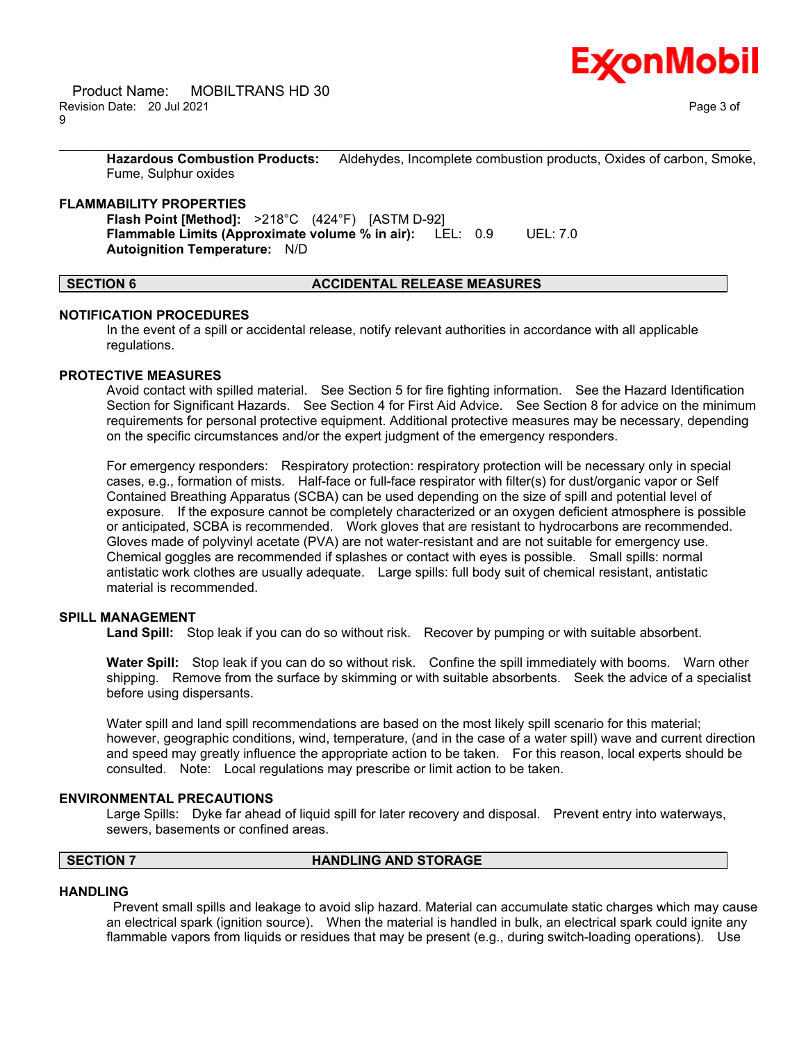**Hazardous Combustion Products:** Aldehydes, Incomplete combustion products, Oxides of carbon, Smoke, Fume, Sulphur oxides

### FLAMMABILITY PROPERTIES

**Flash Point [Method]:** >218°C (424°F) [ASTM D-92]
**Flammable Limits (Approximate volume % in air):** LEL: 0.9 UEL: 7.0
**Autoignition Temperature:** N/D

## SECTION 6 ACCIDENTAL RELEASE MEASURES

### NOTIFICATION PROCEDURES

In the event of a spill or accidental release, notify relevant authorities in accordance with all applicable regulations.

### PROTECTIVE MEASURES

Avoid contact with spilled material. See Section 5 for fire fighting information. See the Hazard Identification Section for Significant Hazards. See Section 4 for First Aid Advice. See Section 8 for advice on the minimum requirements for personal protective equipment. Additional protective measures may be necessary, depending on the specific circumstances and/or the expert judgment of the emergency responders.

For emergency responders: Respiratory protection: respiratory protection will be necessary only in special cases, e.g., formation of mists. Half-face or full-face respirator with filter(s) for dust/organic vapor or Self Contained Breathing Apparatus (SCBA) can be used depending on the size of spill and potential level of exposure. If the exposure cannot be completely characterized or an oxygen deficient atmosphere is possible or anticipated, SCBA is recommended. Work gloves that are resistant to hydrocarbons are recommended. Gloves made of polyvinyl acetate (PVA) are not water-resistant and are not suitable for emergency use. Chemical goggles are recommended if splashes or contact with eyes is possible. Small spills: normal antistatic work clothes are usually adequate. Large spills: full body suit of chemical resistant, antistatic material is recommended.

### SPILL MANAGEMENT

**Land Spill:** Stop leak if you can do so without risk. Recover by pumping or with suitable absorbent.

**Water Spill:** Stop leak if you can do so without risk. Confine the spill immediately with booms. Warn other shipping. Remove from the surface by skimming or with suitable absorbents. Seek the advice of a specialist before using dispersants.

Water spill and land spill recommendations are based on the most likely spill scenario for this material; however, geographic conditions, wind, temperature, (and in the case of a water spill) wave and current direction and speed may greatly influence the appropriate action to be taken. For this reason, local experts should be consulted. Note: Local regulations may prescribe or limit action to be taken.

### ENVIRONMENTAL PRECAUTIONS

Large Spills: Dyke far ahead of liquid spill for later recovery and disposal. Prevent entry into waterways, sewers, basements or confined areas.

## SECTION 7 HANDLING AND STORAGE

### HANDLING

Prevent small spills and leakage to avoid slip hazard. Material can accumulate static charges which may cause an electrical spark (ignition source). When the material is handled in bulk, an electrical spark could ignite any flammable vapors from liquids or residues that may be present (e.g., during switch-loading operations). Use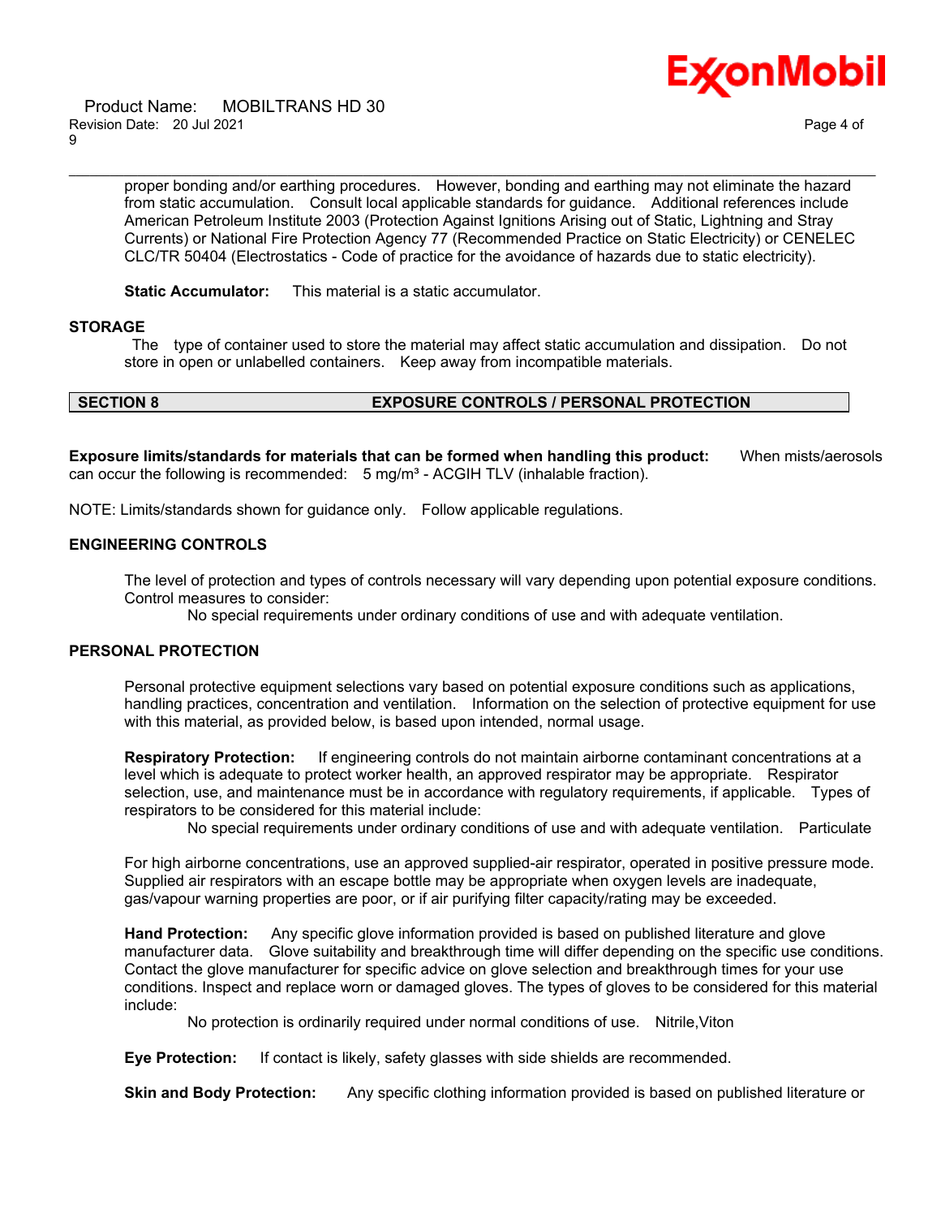proper bonding and/or earthing procedures. However, bonding and earthing may not eliminate the hazard from static accumulation. Consult local applicable standards for guidance. Additional references include American Petroleum Institute 2003 (Protection Against Ignitions Arising out of Static, Lightning and Stray Currents) or National Fire Protection Agency 77 (Recommended Practice on Static Electricity) or CENELEC CLC/TR 50404 (Electrostatics - Code of practice for the avoidance of hazards due to static electricity).

**Static Accumulator:** This material is a static accumulator.

### STORAGE

The type of container used to store the material may affect static accumulation and dissipation. Do not store in open or unlabelled containers. Keep away from incompatible materials.

## SECTION 8 EXPOSURE CONTROLS / PERSONAL PROTECTION

**Exposure limits/standards for materials that can be formed when handling this product:** When mists/aerosols can occur the following is recommended: 5 mg/m³ - ACGIH TLV (inhalable fraction).

NOTE: Limits/standards shown for guidance only. Follow applicable regulations.

### ENGINEERING CONTROLS

The level of protection and types of controls necessary will vary depending upon potential exposure conditions. Control measures to consider:

No special requirements under ordinary conditions of use and with adequate ventilation.

### PERSONAL PROTECTION

Personal protective equipment selections vary based on potential exposure conditions such as applications, handling practices, concentration and ventilation. Information on the selection of protective equipment for use with this material, as provided below, is based upon intended, normal usage.

**Respiratory Protection:** If engineering controls do not maintain airborne contaminant concentrations at a level which is adequate to protect worker health, an approved respirator may be appropriate. Respirator selection, use, and maintenance must be in accordance with regulatory requirements, if applicable. Types of respirators to be considered for this material include:

No special requirements under ordinary conditions of use and with adequate ventilation. Particulate

For high airborne concentrations, use an approved supplied-air respirator, operated in positive pressure mode. Supplied air respirators with an escape bottle may be appropriate when oxygen levels are inadequate, gas/vapour warning properties are poor, or if air purifying filter capacity/rating may be exceeded.

**Hand Protection:** Any specific glove information provided is based on published literature and glove manufacturer data. Glove suitability and breakthrough time will differ depending on the specific use conditions. Contact the glove manufacturer for specific advice on glove selection and breakthrough times for your use conditions. Inspect and replace worn or damaged gloves. The types of gloves to be considered for this material include:

No protection is ordinarily required under normal conditions of use. Nitrile,Viton

**Eye Protection:** If contact is likely, safety glasses with side shields are recommended.

**Skin and Body Protection:** Any specific clothing information provided is based on published literature or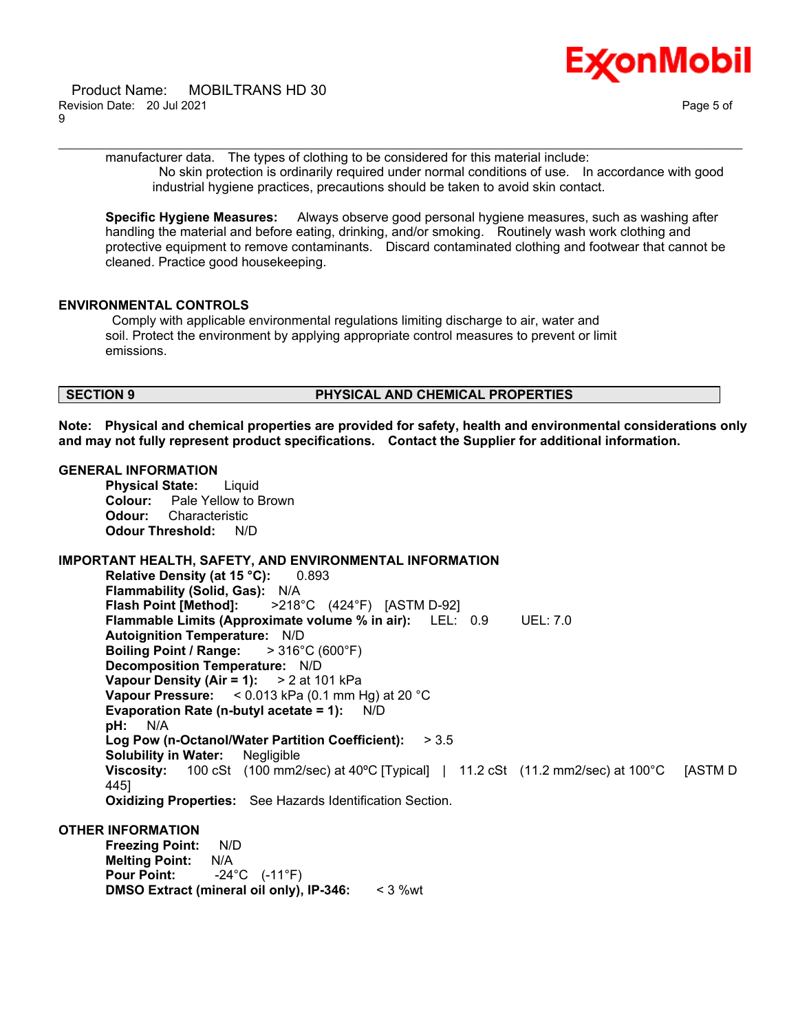manufacturer data. The types of clothing to be considered for this material include:

No skin protection is ordinarily required under normal conditions of use. In accordance with good industrial hygiene practices, precautions should be taken to avoid skin contact.

**Specific Hygiene Measures:** Always observe good personal hygiene measures, such as washing after handling the material and before eating, drinking, and/or smoking. Routinely wash work clothing and protective equipment to remove contaminants. Discard contaminated clothing and footwear that cannot be cleaned. Practice good housekeeping.

### ENVIRONMENTAL CONTROLS

Comply with applicable environmental regulations limiting discharge to air, water and soil. Protect the environment by applying appropriate control measures to prevent or limit emissions.

## SECTION 9 PHYSICAL AND CHEMICAL PROPERTIES

**Note: Physical and chemical properties are provided for safety, health and environmental considerations only and may not fully represent product specifications. Contact the Supplier for additional information.**

### GENERAL INFORMATION

**Physical State:** Liquid
**Colour:** Pale Yellow to Brown
**Odour:** Characteristic
**Odour Threshold:** N/D

### IMPORTANT HEALTH, SAFETY, AND ENVIRONMENTAL INFORMATION

**Relative Density (at 15 °C):** 0.893
**Flammability (Solid, Gas):** N/A
**Flash Point [Method]:** >218°C (424°F) [ASTM D-92]
**Flammable Limits (Approximate volume % in air):** LEL: 0.9 UEL: 7.0
**Autoignition Temperature:** N/D
**Boiling Point / Range:** > 316°C (600°F)
**Decomposition Temperature:** N/D
**Vapour Density (Air = 1):** > 2 at 101 kPa
**Vapour Pressure:** < 0.013 kPa (0.1 mm Hg) at 20 °C
**Evaporation Rate (n-butyl acetate = 1):** N/D
**pH:** N/A
**Log Pow (n-Octanol/Water Partition Coefficient):** > 3.5
**Solubility in Water:** Negligible
**Viscosity:** 100 cSt (100 mm2/sec) at 40ºC [Typical] | 11.2 cSt (11.2 mm2/sec) at 100°C [ASTM D 445]
**Oxidizing Properties:** See Hazards Identification Section.

### OTHER INFORMATION

**Freezing Point:** N/D
**Melting Point:** N/A
**Pour Point:** -24°C (-11°F)
**DMSO Extract (mineral oil only), IP-346:** < 3 %wt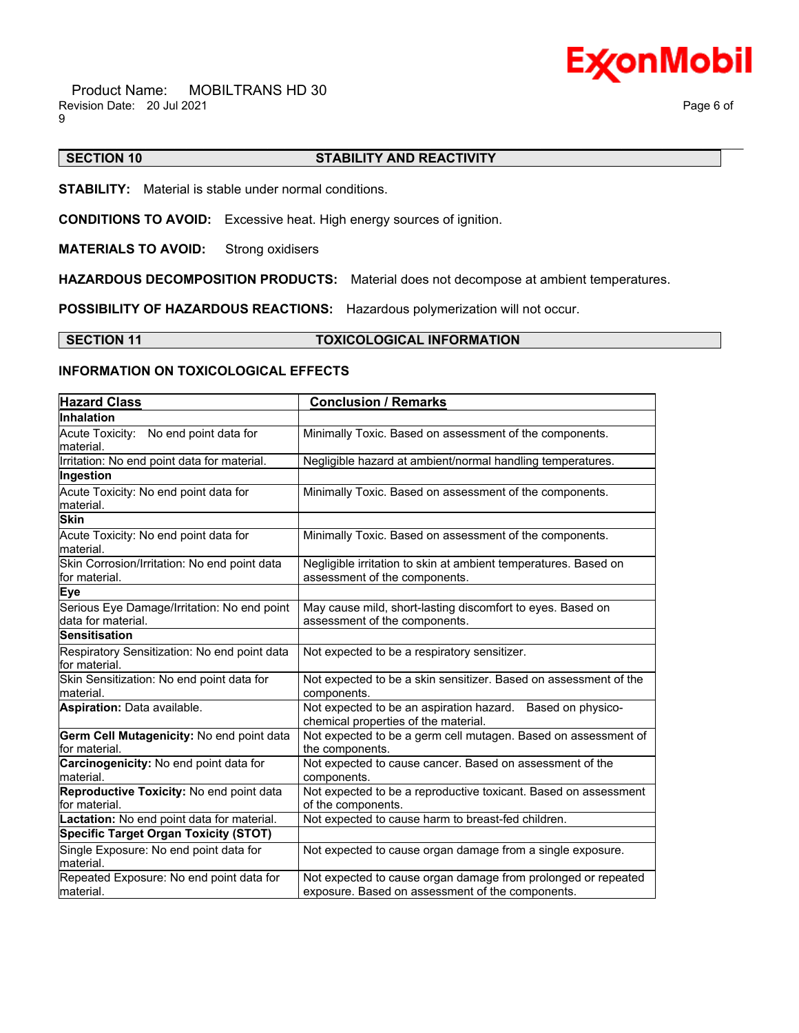## SECTION 10 STABILITY AND REACTIVITY

**STABILITY:** Material is stable under normal conditions.

**CONDITIONS TO AVOID:** Excessive heat. High energy sources of ignition.

**MATERIALS TO AVOID:** Strong oxidisers

**HAZARDOUS DECOMPOSITION PRODUCTS:** Material does not decompose at ambient temperatures.

**POSSIBILITY OF HAZARDOUS REACTIONS:** Hazardous polymerization will not occur.

## SECTION 11 TOXICOLOGICAL INFORMATION

### INFORMATION ON TOXICOLOGICAL EFFECTS

| Hazard Class | Conclusion / Remarks |
|---|---|
| **Inhalation** | |
| Acute Toxicity: No end point data for material. | Minimally Toxic. Based on assessment of the components. |
| Irritation: No end point data for material. | Negligible hazard at ambient/normal handling temperatures. |
| **Ingestion** | |
| Acute Toxicity: No end point data for material. | Minimally Toxic. Based on assessment of the components. |
| **Skin** | |
| Acute Toxicity: No end point data for material. | Minimally Toxic. Based on assessment of the components. |
| Skin Corrosion/Irritation: No end point data for material. | Negligible irritation to skin at ambient temperatures. Based on assessment of the components. |
| **Eye** | |
| Serious Eye Damage/Irritation: No end point data for material. | May cause mild, short-lasting discomfort to eyes. Based on assessment of the components. |
| **Sensitisation** | |
| Respiratory Sensitization: No end point data for material. | Not expected to be a respiratory sensitizer. |
| Skin Sensitization: No end point data for material. | Not expected to be a skin sensitizer. Based on assessment of the components. |
| **Aspiration:** Data available. | Not expected to be an aspiration hazard. Based on physico-chemical properties of the material. |
| **Germ Cell Mutagenicity:** No end point data for material. | Not expected to be a germ cell mutagen. Based on assessment of the components. |
| **Carcinogenicity:** No end point data for material. | Not expected to cause cancer. Based on assessment of the components. |
| **Reproductive Toxicity:** No end point data for material. | Not expected to be a reproductive toxicant. Based on assessment of the components. |
| **Lactation:** No end point data for material. | Not expected to cause harm to breast-fed children. |
| **Specific Target Organ Toxicity (STOT)** | |
| Single Exposure: No end point data for material. | Not expected to cause organ damage from a single exposure. |
| Repeated Exposure: No end point data for material. | Not expected to cause organ damage from prolonged or repeated exposure. Based on assessment of the components. |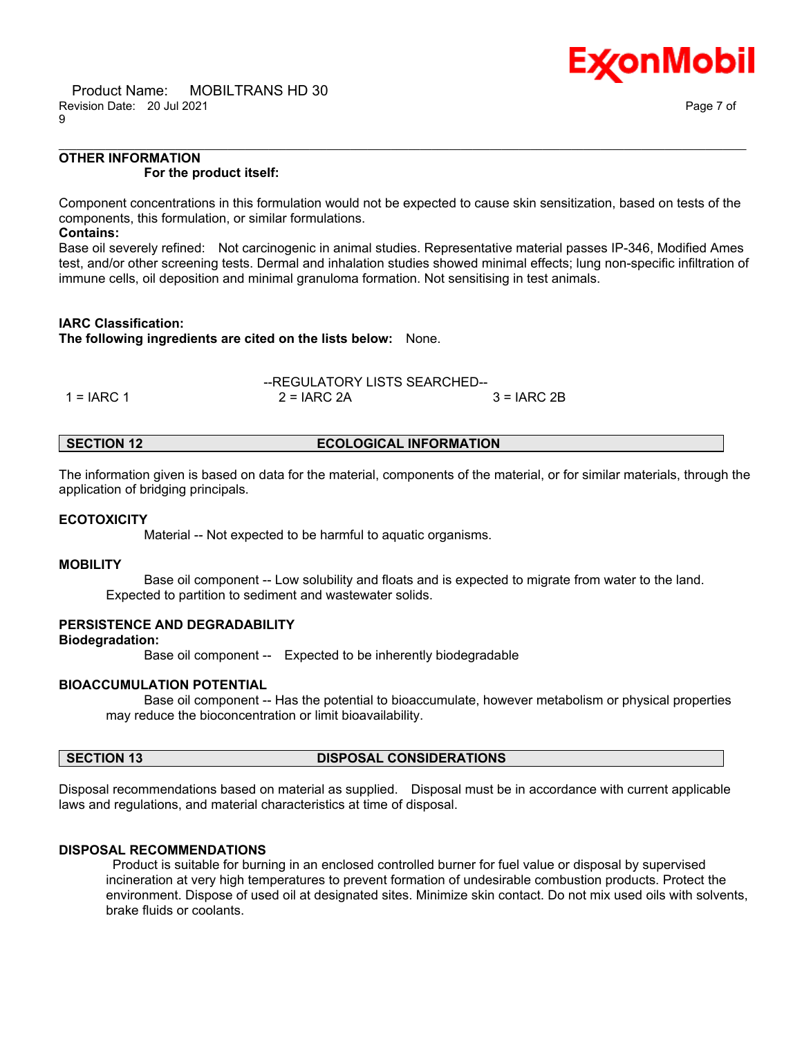### OTHER INFORMATION

**For the product itself:**

Component concentrations in this formulation would not be expected to cause skin sensitization, based on tests of the components, this formulation, or similar formulations.

**Contains:**

Base oil severely refined: Not carcinogenic in animal studies. Representative material passes IP-346, Modified Ames test, and/or other screening tests. Dermal and inhalation studies showed minimal effects; lung non-specific infiltration of immune cells, oil deposition and minimal granuloma formation. Not sensitising in test animals.

**IARC Classification:**

**The following ingredients are cited on the lists below:** None.

--REGULATORY LISTS SEARCHED--

| 1 = IARC 1 | 2 = IARC 2A | 3 = IARC 2B |
|---|---|---|

## SECTION 12 ECOLOGICAL INFORMATION

The information given is based on data for the material, components of the material, or for similar materials, through the application of bridging principals.

### ECOTOXICITY

Material -- Not expected to be harmful to aquatic organisms.

### MOBILITY

Base oil component -- Low solubility and floats and is expected to migrate from water to the land. Expected to partition to sediment and wastewater solids.

### PERSISTENCE AND DEGRADABILITY

**Biodegradation:**

Base oil component -- Expected to be inherently biodegradable

### BIOACCUMULATION POTENTIAL

Base oil component -- Has the potential to bioaccumulate, however metabolism or physical properties may reduce the bioconcentration or limit bioavailability.

## SECTION 13 DISPOSAL CONSIDERATIONS

Disposal recommendations based on material as supplied. Disposal must be in accordance with current applicable laws and regulations, and material characteristics at time of disposal.

### DISPOSAL RECOMMENDATIONS

Product is suitable for burning in an enclosed controlled burner for fuel value or disposal by supervised incineration at very high temperatures to prevent formation of undesirable combustion products. Protect the environment. Dispose of used oil at designated sites. Minimize skin contact. Do not mix used oils with solvents, brake fluids or coolants.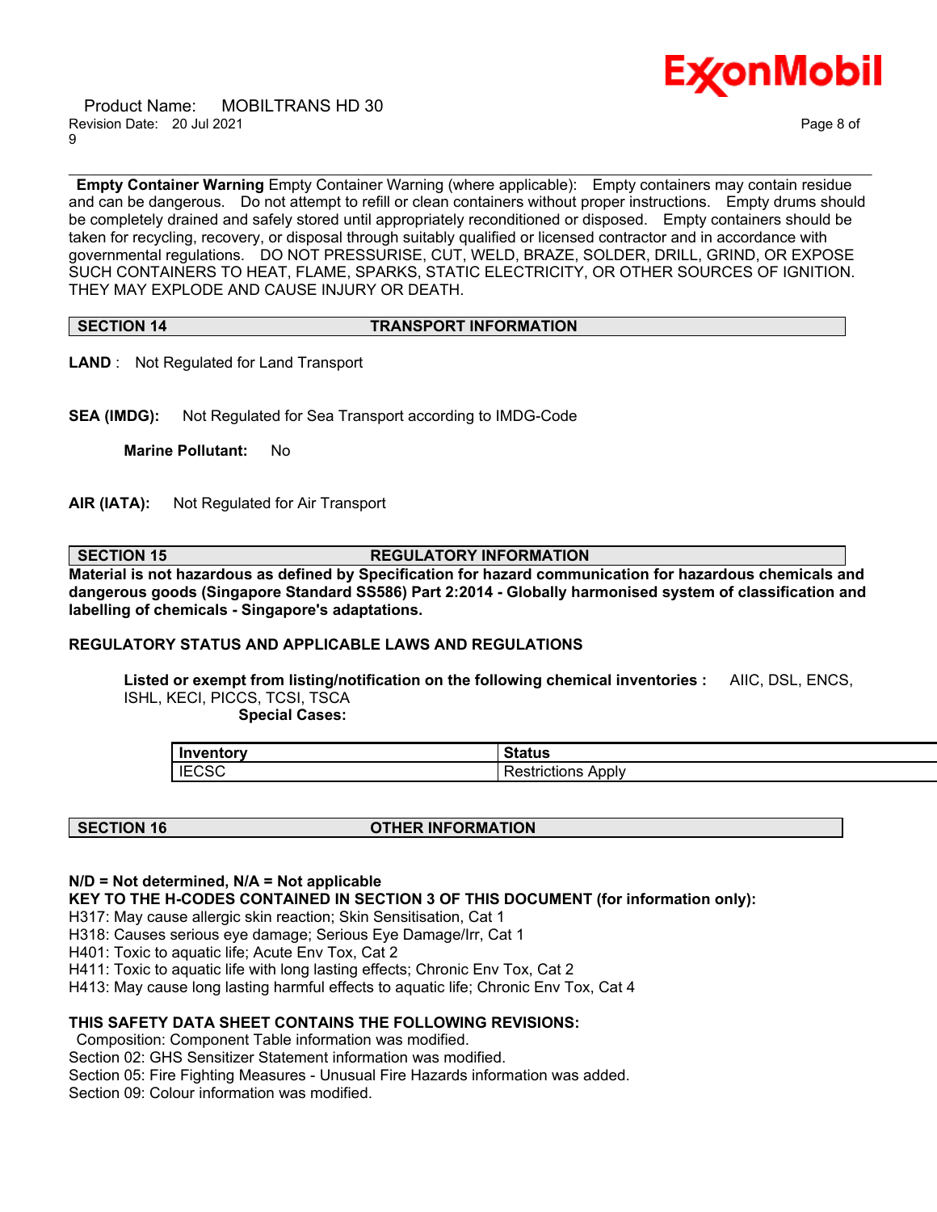**Empty Container Warning** Empty Container Warning (where applicable): Empty containers may contain residue and can be dangerous. Do not attempt to refill or clean containers without proper instructions. Empty drums should be completely drained and safely stored until appropriately reconditioned or disposed. Empty containers should be taken for recycling, recovery, or disposal through suitably qualified or licensed contractor and in accordance with governmental regulations. DO NOT PRESSURISE, CUT, WELD, BRAZE, SOLDER, DRILL, GRIND, OR EXPOSE SUCH CONTAINERS TO HEAT, FLAME, SPARKS, STATIC ELECTRICITY, OR OTHER SOURCES OF IGNITION. THEY MAY EXPLODE AND CAUSE INJURY OR DEATH.

## SECTION 14 TRANSPORT INFORMATION

**LAND** : Not Regulated for Land Transport

**SEA (IMDG):** Not Regulated for Sea Transport according to IMDG-Code

**Marine Pollutant:** No

**AIR (IATA):** Not Regulated for Air Transport

## SECTION 15 REGULATORY INFORMATION

**Material is not hazardous as defined by Specification for hazard communication for hazardous chemicals and dangerous goods (Singapore Standard SS586) Part 2:2014 - Globally harmonised system of classification and labelling of chemicals - Singapore's adaptations.**

**REGULATORY STATUS AND APPLICABLE LAWS AND REGULATIONS**

**Listed or exempt from listing/notification on the following chemical inventories :** AIIC, DSL, ENCS, ISHL, KECI, PICCS, TCSI, TSCA

**Special Cases:**

| Inventory | Status |
|---|---|
| IECSC | Restrictions Apply |

## SECTION 16 OTHER INFORMATION

**N/D = Not determined, N/A = Not applicable**

**KEY TO THE H-CODES CONTAINED IN SECTION 3 OF THIS DOCUMENT (for information only):**

H317: May cause allergic skin reaction; Skin Sensitisation, Cat 1
H318: Causes serious eye damage; Serious Eye Damage/Irr, Cat 1
H401: Toxic to aquatic life; Acute Env Tox, Cat 2
H411: Toxic to aquatic life with long lasting effects; Chronic Env Tox, Cat 2
H413: May cause long lasting harmful effects to aquatic life; Chronic Env Tox, Cat 4

**THIS SAFETY DATA SHEET CONTAINS THE FOLLOWING REVISIONS:**

Composition: Component Table information was modified.
Section 02: GHS Sensitizer Statement information was modified.
Section 05: Fire Fighting Measures - Unusual Fire Hazards information was added.
Section 09: Colour information was modified.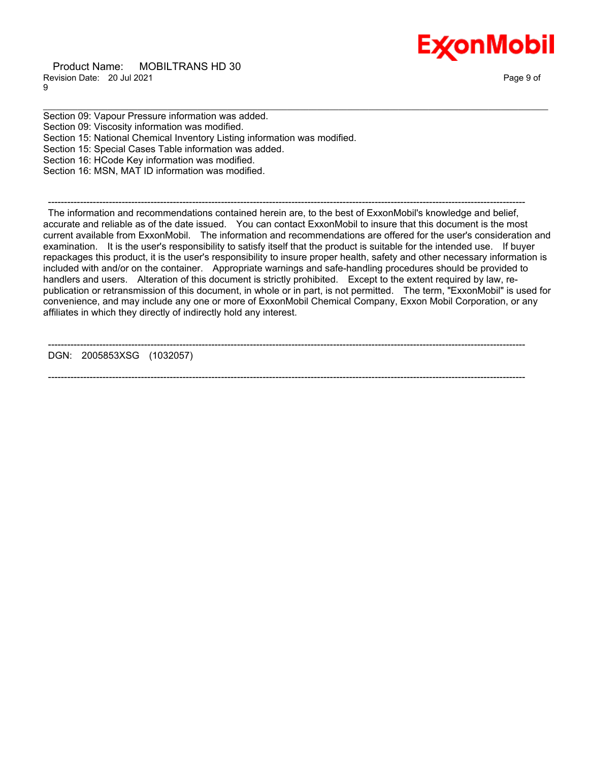Section 09: Vapour Pressure information was added.
Section 09: Viscosity information was modified.
Section 15: National Chemical Inventory Listing information was modified.
Section 15: Special Cases Table information was added.
Section 16: HCode Key information was modified.
Section 16: MSN, MAT ID information was modified.

-----------------------------------------------------------------------------------------------------------------------------------------------------

The information and recommendations contained herein are, to the best of ExxonMobil's knowledge and belief, accurate and reliable as of the date issued. You can contact ExxonMobil to insure that this document is the most current available from ExxonMobil. The information and recommendations are offered for the user's consideration and examination. It is the user's responsibility to satisfy itself that the product is suitable for the intended use. If buyer repackages this product, it is the user's responsibility to insure proper health, safety and other necessary information is included with and/or on the container. Appropriate warnings and safe-handling procedures should be provided to handlers and users. Alteration of this document is strictly prohibited. Except to the extent required by law, re-publication or retransmission of this document, in whole or in part, is not permitted. The term, "ExxonMobil" is used for convenience, and may include any one or more of ExxonMobil Chemical Company, Exxon Mobil Corporation, or any affiliates in which they directly of indirectly hold any interest.

-----------------------------------------------------------------------------------------------------------------------------------------------------

DGN: 2005853XSG (1032057)

-----------------------------------------------------------------------------------------------------------------------------------------------------